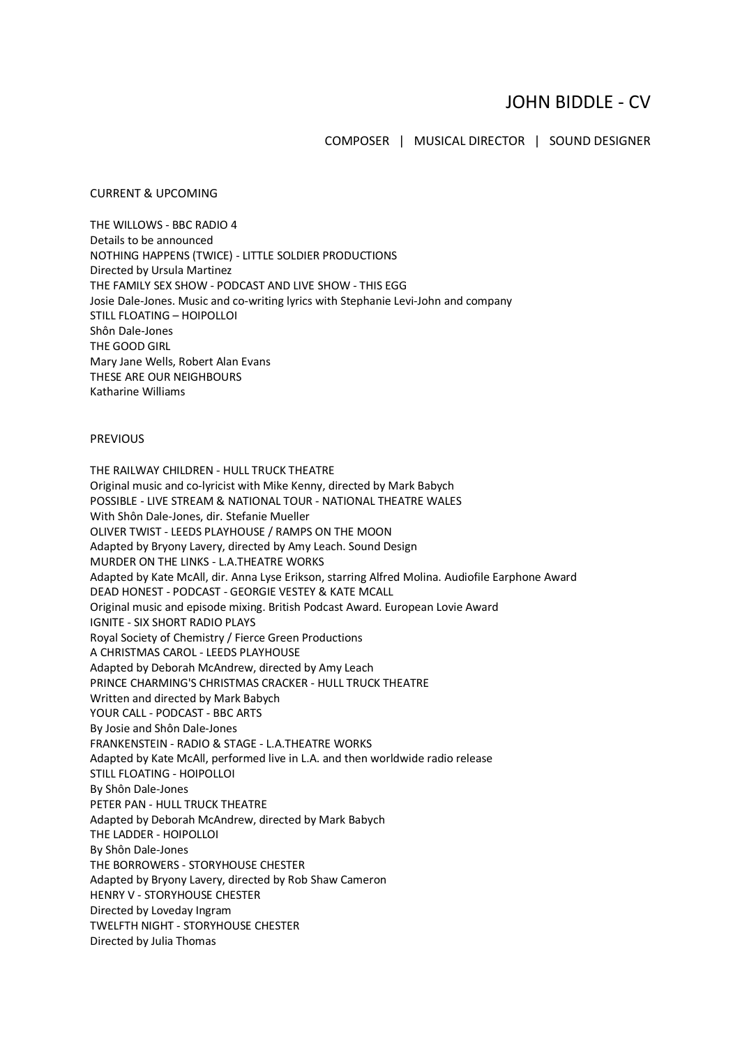# JOHN BIDDLE - CV

COMPOSER | MUSICAL DIRECTOR | SOUND DESIGNER

## CURRENT & UPCOMING

THE WILLOWS - BBC RADIO 4
Details to be announced
NOTHING HAPPENS (TWICE) - LITTLE SOLDIER PRODUCTIONS
Directed by Ursula Martinez
THE FAMILY SEX SHOW - PODCAST AND LIVE SHOW - THIS EGG
Josie Dale-Jones. Music and co-writing lyrics with Stephanie Levi-John and company
STILL FLOATING – HOIPOLLOI
Shôn Dale-Jones
THE GOOD GIRL
Mary Jane Wells, Robert Alan Evans
THESE ARE OUR NEIGHBOURS
Katharine Williams

## PREVIOUS

THE RAILWAY CHILDREN - HULL TRUCK THEATRE
Original music and co-lyricist with Mike Kenny, directed by Mark Babych
POSSIBLE - LIVE STREAM & NATIONAL TOUR - NATIONAL THEATRE WALES
With Shôn Dale-Jones, dir. Stefanie Mueller
OLIVER TWIST - LEEDS PLAYHOUSE / RAMPS ON THE MOON
Adapted by Bryony Lavery, directed by Amy Leach. Sound Design
MURDER ON THE LINKS - L.A.THEATRE WORKS
Adapted by Kate McAll, dir. Anna Lyse Erikson, starring Alfred Molina. Audiofile Earphone Award
DEAD HONEST - PODCAST - GEORGIE VESTEY & KATE MCALL
Original music and episode mixing. British Podcast Award. European Lovie Award
IGNITE - SIX SHORT RADIO PLAYS
Royal Society of Chemistry / Fierce Green Productions
A CHRISTMAS CAROL - LEEDS PLAYHOUSE
Adapted by Deborah McAndrew, directed by Amy Leach
PRINCE CHARMING'S CHRISTMAS CRACKER - HULL TRUCK THEATRE
Written and directed by Mark Babych
YOUR CALL - PODCAST - BBC ARTS
By Josie and Shôn Dale-Jones
FRANKENSTEIN - RADIO & STAGE - L.A.THEATRE WORKS
Adapted by Kate McAll, performed live in L.A. and then worldwide radio release
STILL FLOATING - HOIPOLLOI
By Shôn Dale-Jones
PETER PAN - HULL TRUCK THEATRE
Adapted by Deborah McAndrew, directed by Mark Babych
THE LADDER - HOIPOLLOI
By Shôn Dale-Jones
THE BORROWERS - STORYHOUSE CHESTER
Adapted by Bryony Lavery, directed by Rob Shaw Cameron
HENRY V - STORYHOUSE CHESTER
Directed by Loveday Ingram
TWELFTH NIGHT - STORYHOUSE CHESTER
Directed by Julia Thomas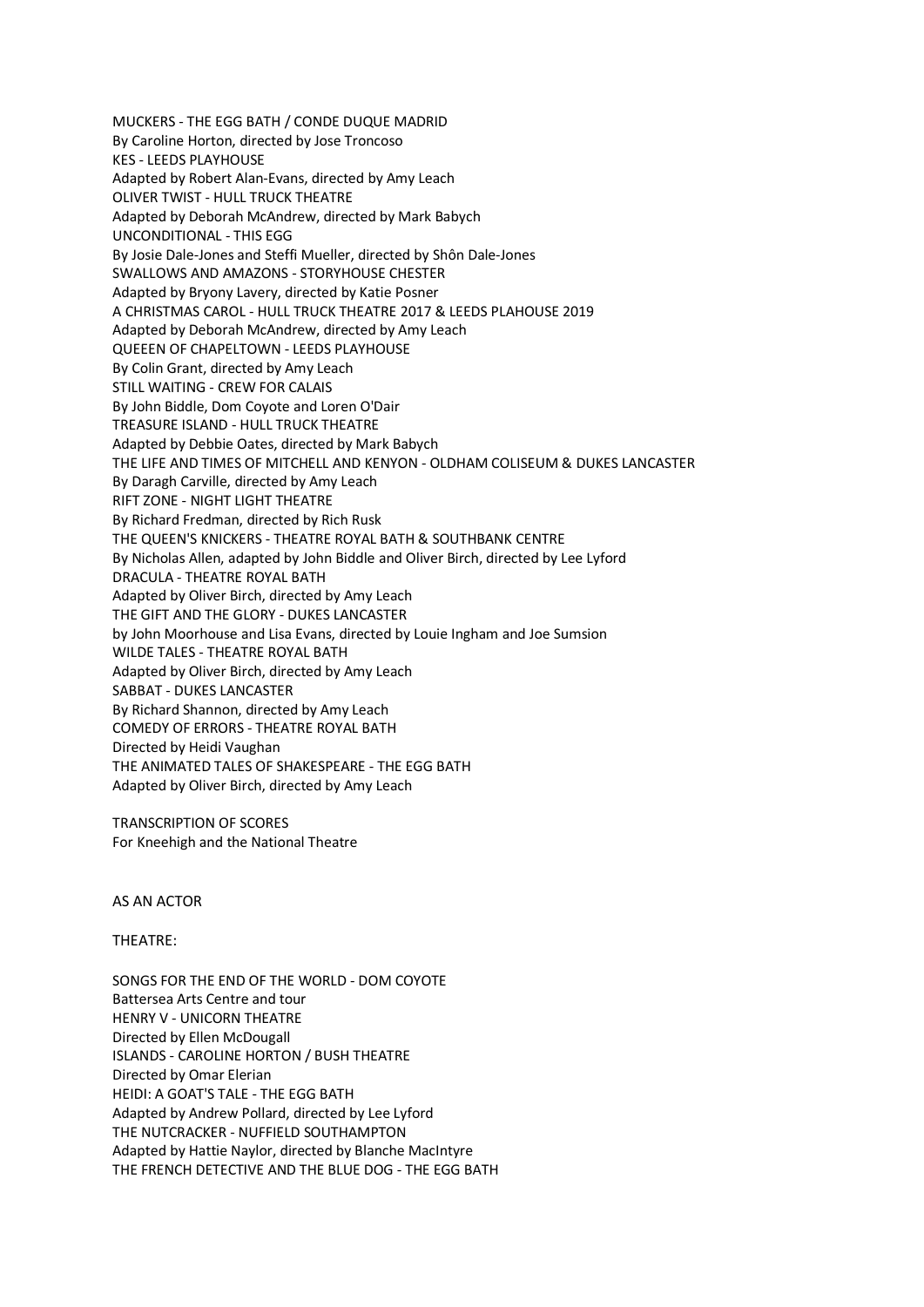MUCKERS - THE EGG BATH / CONDE DUQUE MADRID
By Caroline Horton, directed by Jose Troncoso
KES - LEEDS PLAYHOUSE
Adapted by Robert Alan-Evans, directed by Amy Leach
OLIVER TWIST - HULL TRUCK THEATRE
Adapted by Deborah McAndrew, directed by Mark Babych
UNCONDITIONAL - THIS EGG
By Josie Dale-Jones and Steffi Mueller, directed by Shôn Dale-Jones
SWALLOWS AND AMAZONS - STORYHOUSE CHESTER
Adapted by Bryony Lavery, directed by Katie Posner
A CHRISTMAS CAROL - HULL TRUCK THEATRE 2017 & LEEDS PLAHOUSE 2019
Adapted by Deborah McAndrew, directed by Amy Leach
QUEEEN OF CHAPELTOWN - LEEDS PLAYHOUSE
By Colin Grant, directed by Amy Leach
STILL WAITING - CREW FOR CALAIS
By John Biddle, Dom Coyote and Loren O'Dair
TREASURE ISLAND - HULL TRUCK THEATRE
Adapted by Debbie Oates, directed by Mark Babych
THE LIFE AND TIMES OF MITCHELL AND KENYON - OLDHAM COLISEUM & DUKES LANCASTER
By Daragh Carville, directed by Amy Leach
RIFT ZONE - NIGHT LIGHT THEATRE
By Richard Fredman, directed by Rich Rusk
THE QUEEN'S KNICKERS - THEATRE ROYAL BATH & SOUTHBANK CENTRE
By Nicholas Allen, adapted by John Biddle and Oliver Birch, directed by Lee Lyford
DRACULA - THEATRE ROYAL BATH
Adapted by Oliver Birch, directed by Amy Leach
THE GIFT AND THE GLORY - DUKES LANCASTER
by John Moorhouse and Lisa Evans, directed by Louie Ingham and Joe Sumsion
WILDE TALES - THEATRE ROYAL BATH
Adapted by Oliver Birch, directed by Amy Leach
SABBAT - DUKES LANCASTER
By Richard Shannon, directed by Amy Leach
COMEDY OF ERRORS - THEATRE ROYAL BATH
Directed by Heidi Vaughan
THE ANIMATED TALES OF SHAKESPEARE - THE EGG BATH
Adapted by Oliver Birch, directed by Amy Leach

TRANSCRIPTION OF SCORES
For Kneehigh and the National Theatre

AS AN ACTOR

THEATRE:

SONGS FOR THE END OF THE WORLD - DOM COYOTE
Battersea Arts Centre and tour
HENRY V - UNICORN THEATRE
Directed by Ellen McDougall
ISLANDS - CAROLINE HORTON / BUSH THEATRE
Directed by Omar Elerian
HEIDI: A GOAT'S TALE - THE EGG BATH
Adapted by Andrew Pollard, directed by Lee Lyford
THE NUTCRACKER - NUFFIELD SOUTHAMPTON
Adapted by Hattie Naylor, directed by Blanche MacIntyre
THE FRENCH DETECTIVE AND THE BLUE DOG - THE EGG BATH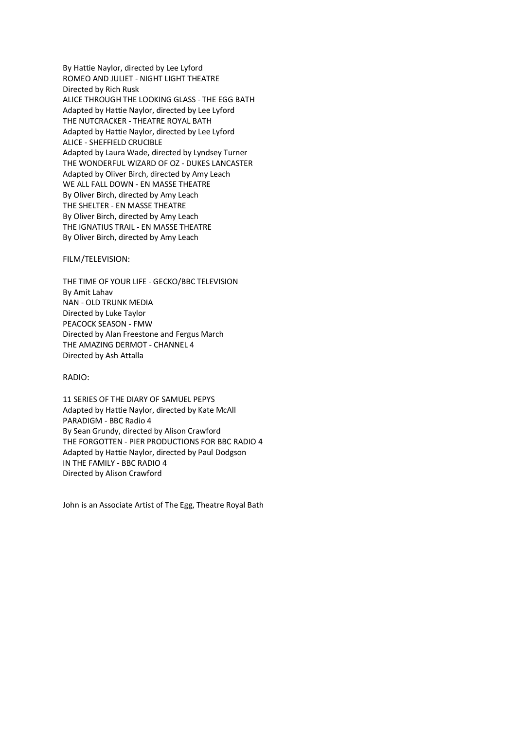By Hattie Naylor, directed by Lee Lyford
ROMEO AND JULIET - NIGHT LIGHT THEATRE
Directed by Rich Rusk
ALICE THROUGH THE LOOKING GLASS - THE EGG BATH
Adapted by Hattie Naylor, directed by Lee Lyford
THE NUTCRACKER - THEATRE ROYAL BATH
Adapted by Hattie Naylor, directed by Lee Lyford
ALICE - SHEFFIELD CRUCIBLE
Adapted by Laura Wade, directed by Lyndsey Turner
THE WONDERFUL WIZARD OF OZ - DUKES LANCASTER
Adapted by Oliver Birch, directed by Amy Leach
WE ALL FALL DOWN - EN MASSE THEATRE
By Oliver Birch, directed by Amy Leach
THE SHELTER - EN MASSE THEATRE
By Oliver Birch, directed by Amy Leach
THE IGNATIUS TRAIL - EN MASSE THEATRE
By Oliver Birch, directed by Amy Leach

FILM/TELEVISION:

THE TIME OF YOUR LIFE - GECKO/BBC TELEVISION
By Amit Lahav
NAN - OLD TRUNK MEDIA
Directed by Luke Taylor
PEACOCK SEASON - FMW
Directed by Alan Freestone and Fergus March
THE AMAZING DERMOT - CHANNEL 4
Directed by Ash Attalla

RADIO:

11 SERIES OF THE DIARY OF SAMUEL PEPYS
Adapted by Hattie Naylor, directed by Kate McAll
PARADIGM - BBC Radio 4
By Sean Grundy, directed by Alison Crawford
THE FORGOTTEN - PIER PRODUCTIONS FOR BBC RADIO 4
Adapted by Hattie Naylor, directed by Paul Dodgson
IN THE FAMILY - BBC RADIO 4
Directed by Alison Crawford

John is an Associate Artist of The Egg, Theatre Royal Bath